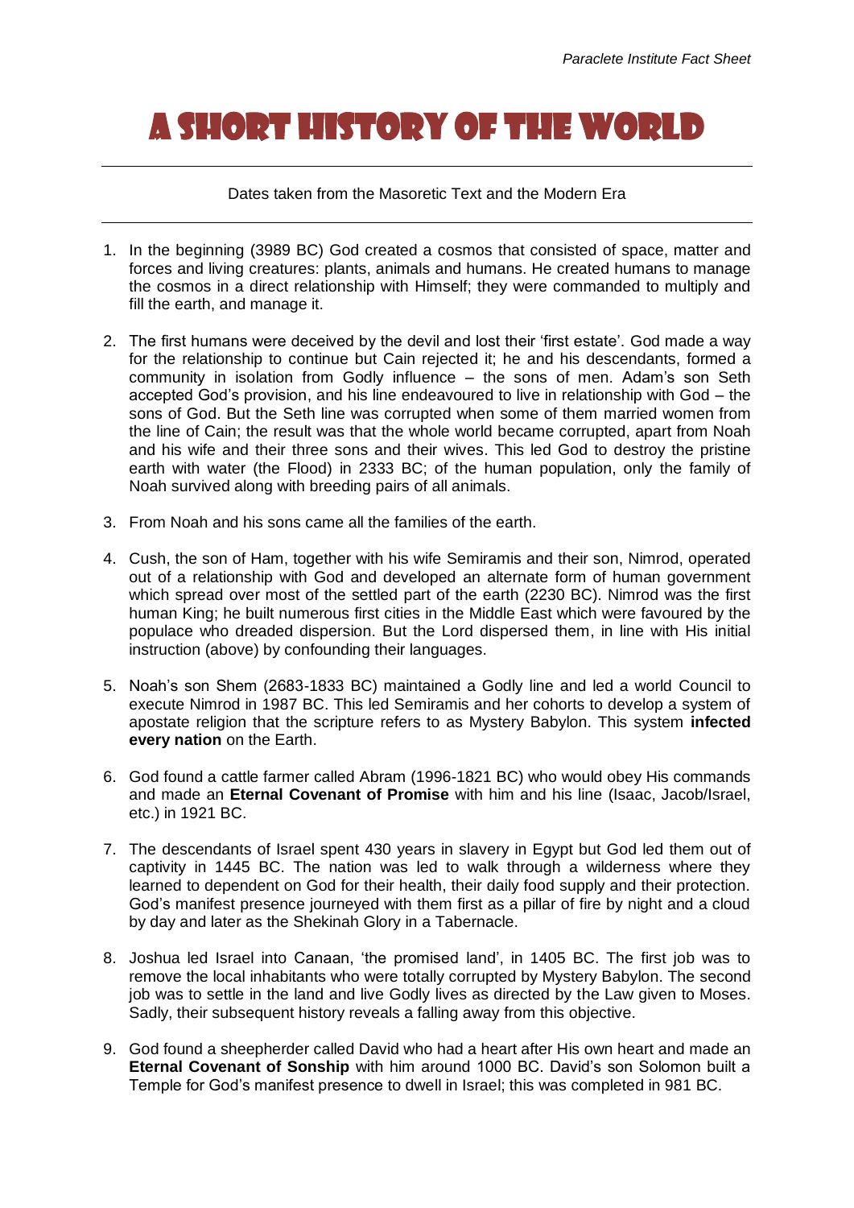# A Short History of the World

Dates taken from the Masoretic Text and the Modern Era

1. In the beginning (3989 BC) God created a cosmos that consisted of space, matter and forces and living creatures: plants, animals and humans. He created humans to manage the cosmos in a direct relationship with Himself; they were commanded to multiply and fill the earth, and manage it.

2. The first humans were deceived by the devil and lost their 'first estate'. God made a way for the relationship to continue but Cain rejected it; he and his descendants, formed a community in isolation from Godly influence – the sons of men. Adam's son Seth accepted God's provision, and his line endeavoured to live in relationship with God – the sons of God. But the Seth line was corrupted when some of them married women from the line of Cain; the result was that the whole world became corrupted, apart from Noah and his wife and their three sons and their wives. This led God to destroy the pristine earth with water (the Flood) in 2333 BC; of the human population, only the family of Noah survived along with breeding pairs of all animals.

3. From Noah and his sons came all the families of the earth.

4. Cush, the son of Ham, together with his wife Semiramis and their son, Nimrod, operated out of a relationship with God and developed an alternate form of human government which spread over most of the settled part of the earth (2230 BC). Nimrod was the first human King; he built numerous first cities in the Middle East which were favoured by the populace who dreaded dispersion. But the Lord dispersed them, in line with His initial instruction (above) by confounding their languages.

5. Noah's son Shem (2683-1833 BC) maintained a Godly line and led a world Council to execute Nimrod in 1987 BC. This led Semiramis and her cohorts to develop a system of apostate religion that the scripture refers to as Mystery Babylon. This system **infected every nation** on the Earth.

6. God found a cattle farmer called Abram (1996-1821 BC) who would obey His commands and made an **Eternal Covenant of Promise** with him and his line (Isaac, Jacob/Israel, etc.) in 1921 BC.

7. The descendants of Israel spent 430 years in slavery in Egypt but God led them out of captivity in 1445 BC. The nation was led to walk through a wilderness where they learned to dependent on God for their health, their daily food supply and their protection. God's manifest presence journeyed with them first as a pillar of fire by night and a cloud by day and later as the Shekinah Glory in a Tabernacle.

8. Joshua led Israel into Canaan, 'the promised land', in 1405 BC. The first job was to remove the local inhabitants who were totally corrupted by Mystery Babylon. The second job was to settle in the land and live Godly lives as directed by the Law given to Moses. Sadly, their subsequent history reveals a falling away from this objective.

9. God found a sheepherder called David who had a heart after His own heart and made an **Eternal Covenant of Sonship** with him around 1000 BC. David's son Solomon built a Temple for God's manifest presence to dwell in Israel; this was completed in 981 BC.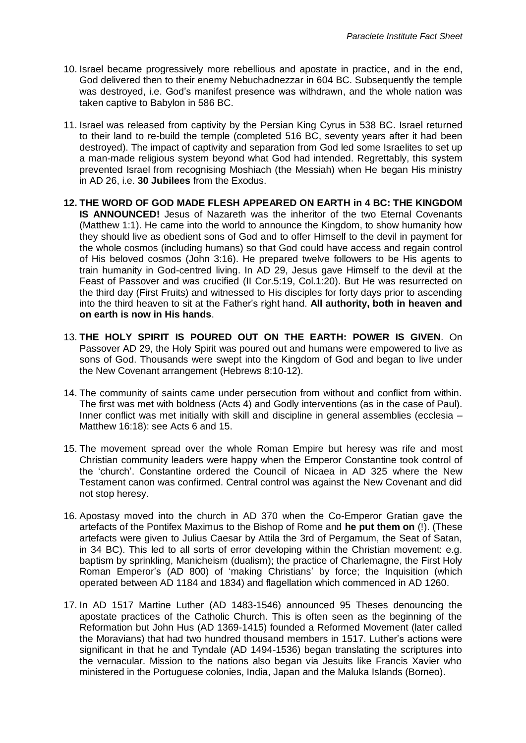10. Israel became progressively more rebellious and apostate in practice, and in the end, God delivered then to their enemy Nebuchadnezzar in 604 BC. Subsequently the temple was destroyed, i.e. God's manifest presence was withdrawn, and the whole nation was taken captive to Babylon in 586 BC.

11. Israel was released from captivity by the Persian King Cyrus in 538 BC. Israel returned to their land to re-build the temple (completed 516 BC, seventy years after it had been destroyed). The impact of captivity and separation from God led some Israelites to set up a man-made religious system beyond what God had intended. Regrettably, this system prevented Israel from recognising Moshiach (the Messiah) when He began His ministry in AD 26, i.e. **30 Jubilees** from the Exodus.

12. **THE WORD OF GOD MADE FLESH APPEARED ON EARTH in 4 BC: THE KINGDOM IS ANNOUNCED!** Jesus of Nazareth was the inheritor of the two Eternal Covenants (Matthew 1:1). He came into the world to announce the Kingdom, to show humanity how they should live as obedient sons of God and to offer Himself to the devil in payment for the whole cosmos (including humans) so that God could have access and regain control of His beloved cosmos (John 3:16). He prepared twelve followers to be His agents to train humanity in God-centred living. In AD 29, Jesus gave Himself to the devil at the Feast of Passover and was crucified (II Cor.5:19, Col.1:20). But He was resurrected on the third day (First Fruits) and witnessed to His disciples for forty days prior to ascending into the third heaven to sit at the Father's right hand. **All authority, both in heaven and on earth is now in His hands**.

13. **THE HOLY SPIRIT IS POURED OUT ON THE EARTH: POWER IS GIVEN**. On Passover AD 29, the Holy Spirit was poured out and humans were empowered to live as sons of God. Thousands were swept into the Kingdom of God and began to live under the New Covenant arrangement (Hebrews 8:10-12).

14. The community of saints came under persecution from without and conflict from within. The first was met with boldness (Acts 4) and Godly interventions (as in the case of Paul). Inner conflict was met initially with skill and discipline in general assemblies (ecclesia – Matthew 16:18): see Acts 6 and 15.

15. The movement spread over the whole Roman Empire but heresy was rife and most Christian community leaders were happy when the Emperor Constantine took control of the 'church'. Constantine ordered the Council of Nicaea in AD 325 where the New Testament canon was confirmed. Central control was against the New Covenant and did not stop heresy.

16. Apostasy moved into the church in AD 370 when the Co-Emperor Gratian gave the artefacts of the Pontifex Maximus to the Bishop of Rome and **he put them on** (!). (These artefacts were given to Julius Caesar by Attila the 3rd of Pergamum, the Seat of Satan, in 34 BC). This led to all sorts of error developing within the Christian movement: e.g. baptism by sprinkling, Manicheism (dualism); the practice of Charlemagne, the First Holy Roman Emperor's (AD 800) of 'making Christians' by force; the Inquisition (which operated between AD 1184 and 1834) and flagellation which commenced in AD 1260.

17. In AD 1517 Martine Luther (AD 1483-1546) announced 95 Theses denouncing the apostate practices of the Catholic Church. This is often seen as the beginning of the Reformation but John Hus (AD 1369-1415) founded a Reformed Movement (later called the Moravians) that had two hundred thousand members in 1517. Luther's actions were significant in that he and Tyndale (AD 1494-1536) began translating the scriptures into the vernacular. Mission to the nations also began via Jesuits like Francis Xavier who ministered in the Portuguese colonies, India, Japan and the Maluka Islands (Borneo).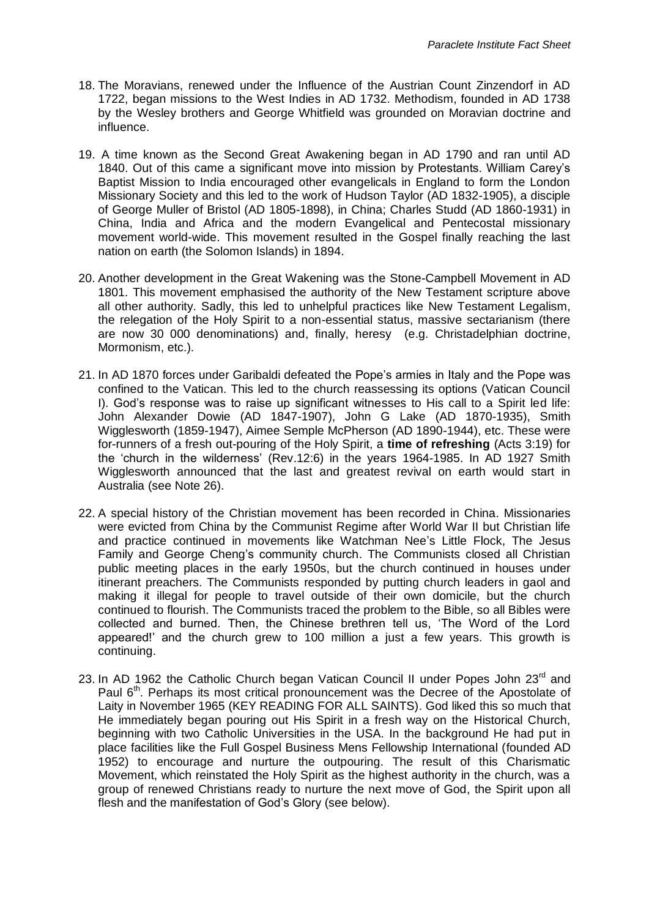18. The Moravians, renewed under the Influence of the Austrian Count Zinzendorf in AD 1722, began missions to the West Indies in AD 1732. Methodism, founded in AD 1738 by the Wesley brothers and George Whitfield was grounded on Moravian doctrine and influence.

19. A time known as the Second Great Awakening began in AD 1790 and ran until AD 1840. Out of this came a significant move into mission by Protestants. William Carey's Baptist Mission to India encouraged other evangelicals in England to form the London Missionary Society and this led to the work of Hudson Taylor (AD 1832-1905), a disciple of George Muller of Bristol (AD 1805-1898), in China; Charles Studd (AD 1860-1931) in China, India and Africa and the modern Evangelical and Pentecostal missionary movement world-wide. This movement resulted in the Gospel finally reaching the last nation on earth (the Solomon Islands) in 1894.

20. Another development in the Great Wakening was the Stone-Campbell Movement in AD 1801. This movement emphasised the authority of the New Testament scripture above all other authority. Sadly, this led to unhelpful practices like New Testament Legalism, the relegation of the Holy Spirit to a non-essential status, massive sectarianism (there are now 30 000 denominations) and, finally, heresy (e.g. Christadelphian doctrine, Mormonism, etc.).

21. In AD 1870 forces under Garibaldi defeated the Pope's armies in Italy and the Pope was confined to the Vatican. This led to the church reassessing its options (Vatican Council I). God's response was to raise up significant witnesses to His call to a Spirit led life: John Alexander Dowie (AD 1847-1907), John G Lake (AD 1870-1935), Smith Wigglesworth (1859-1947), Aimee Semple McPherson (AD 1890-1944), etc. These were for-runners of a fresh out-pouring of the Holy Spirit, a **time of refreshing** (Acts 3:19) for the 'church in the wilderness' (Rev.12:6) in the years 1964-1985. In AD 1927 Smith Wigglesworth announced that the last and greatest revival on earth would start in Australia (see Note 26).

22. A special history of the Christian movement has been recorded in China. Missionaries were evicted from China by the Communist Regime after World War II but Christian life and practice continued in movements like Watchman Nee's Little Flock, The Jesus Family and George Cheng's community church. The Communists closed all Christian public meeting places in the early 1950s, but the church continued in houses under itinerant preachers. The Communists responded by putting church leaders in gaol and making it illegal for people to travel outside of their own domicile, but the church continued to flourish. The Communists traced the problem to the Bible, so all Bibles were collected and burned. Then, the Chinese brethren tell us, 'The Word of the Lord appeared!' and the church grew to 100 million a just a few years. This growth is continuing.

23. In AD 1962 the Catholic Church began Vatican Council II under Popes John 23rd and Paul 6th. Perhaps its most critical pronouncement was the Decree of the Apostolate of Laity in November 1965 (KEY READING FOR ALL SAINTS). God liked this so much that He immediately began pouring out His Spirit in a fresh way on the Historical Church, beginning with two Catholic Universities in the USA. In the background He had put in place facilities like the Full Gospel Business Mens Fellowship International (founded AD 1952) to encourage and nurture the outpouring. The result of this Charismatic Movement, which reinstated the Holy Spirit as the highest authority in the church, was a group of renewed Christians ready to nurture the next move of God, the Spirit upon all flesh and the manifestation of God's Glory (see below).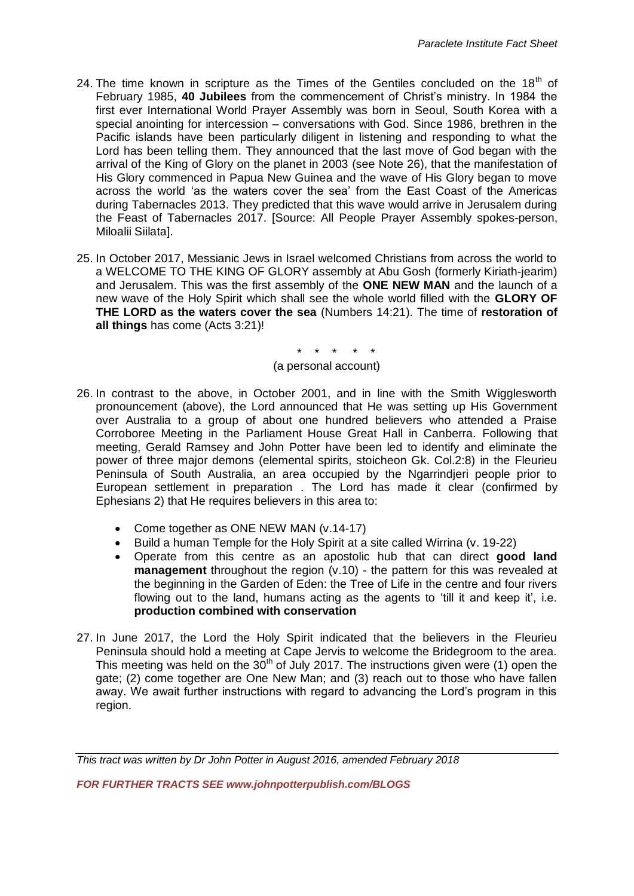24. The time known in scripture as the Times of the Gentiles concluded on the 18th of February 1985, **40 Jubilees** from the commencement of Christ's ministry. In 1984 the first ever International World Prayer Assembly was born in Seoul, South Korea with a special anointing for intercession – conversations with God. Since 1986, brethren in the Pacific islands have been particularly diligent in listening and responding to what the Lord has been telling them. They announced that the last move of God began with the arrival of the King of Glory on the planet in 2003 (see Note 26), that the manifestation of His Glory commenced in Papua New Guinea and the wave of His Glory began to move across the world 'as the waters cover the sea' from the East Coast of the Americas during Tabernacles 2013. They predicted that this wave would arrive in Jerusalem during the Feast of Tabernacles 2017. [Source: All People Prayer Assembly spokes-person, Miloalii Siilata].

25. In October 2017, Messianic Jews in Israel welcomed Christians from across the world to a WELCOME TO THE KING OF GLORY assembly at Abu Gosh (formerly Kiriath-jearim) and Jerusalem. This was the first assembly of the **ONE NEW MAN** and the launch of a new wave of the Holy Spirit which shall see the whole world filled with the **GLORY OF THE LORD as the waters cover the sea** (Numbers 14:21). The time of **restoration of all things** has come (Acts 3:21)!

\* \* \* \* \*

(a personal account)

26. In contrast to the above, in October 2001, and in line with the Smith Wigglesworth pronouncement (above), the Lord announced that He was setting up His Government over Australia to a group of about one hundred believers who attended a Praise Corroboree Meeting in the Parliament House Great Hall in Canberra. Following that meeting, Gerald Ramsey and John Potter have been led to identify and eliminate the power of three major demons (elemental spirits, stoicheon Gk. Col.2:8) in the Fleurieu Peninsula of South Australia, an area occupied by the Ngarrindjeri people prior to European settlement in preparation . The Lord has made it clear (confirmed by Ephesians 2) that He requires believers in this area to:
    - Come together as ONE NEW MAN (v.14-17)
    - Build a human Temple for the Holy Spirit at a site called Wirrina (v. 19-22)
    - Operate from this centre as an apostolic hub that can direct **good land management** throughout the region (v.10) - the pattern for this was revealed at the beginning in the Garden of Eden: the Tree of Life in the centre and four rivers flowing out to the land, humans acting as the agents to 'till it and keep it', i.e. **production combined with conservation**

27. In June 2017, the Lord the Holy Spirit indicated that the believers in the Fleurieu Peninsula should hold a meeting at Cape Jervis to welcome the Bridegroom to the area. This meeting was held on the 30th of July 2017. The instructions given were (1) open the gate; (2) come together are One New Man; and (3) reach out to those who have fallen away. We await further instructions with regard to advancing the Lord's program in this region.

---

*This tract was written by Dr John Potter in August 2016, amended February 2018*

***FOR FURTHER TRACTS SEE www.johnpotterpublish.com/BLOGS***